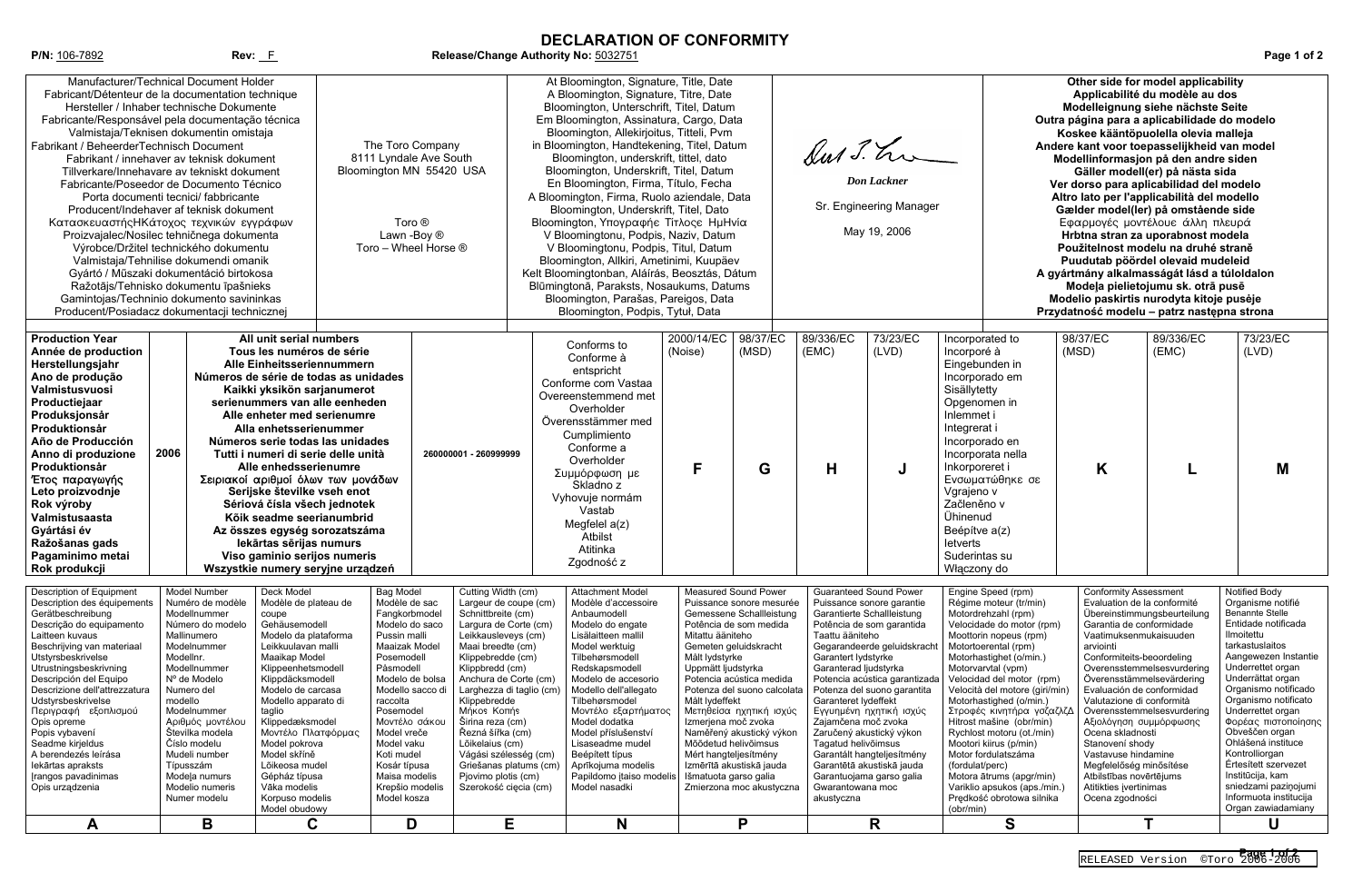# DECLARATION OF CONFORMITY

**P/N:** 106-7892 **Rev:** F **Release/Change Authority No:** 5032751

| Manufacturer/Technical Document Holder<br>Fabricant/Détenteur de la documentation technique<br>Hersteller / Inhaber technische Dokumente<br>Fabricante/Responsável pela documentação técnica<br>Valmistaja/Teknisen dokumentin omistaja<br>Fabrikant / BeheerderTechnisch Document<br>Fabrikant / innehaver av teknisk dokument<br>Tillverkare/Innehavare av tekniskt dokument<br>Fabricante/Poseedor de Documento Técnico<br>Porta documenti tecnici/ fabbricante<br>Producent/Indehaver af teknisk dokument<br>ΚατασκευαστήςΗΚάτοχος τεχνικών εγγράφων<br>Proizvajalec/Nosilec tehničnega dokumenta<br>Výrobce/Držitel technického dokumentu<br>Valmistaja/Tehnilise dokumendi omanik<br>Gyártó / Műszaki dokumentáció birtokosa<br>Ražotājs/Tehnisko dokumentu īpašnieks<br>Gamintojas/Techninio dokumento savininkas<br>Producent/Posiadacz dokumentacji technicznej | The Toro Company<br>8111 Lyndale Ave South<br>Bloomington MN 55420 USA<br><br>Toro ®<br>Lawn -Boy ®<br>Toro – Wheel Horse ® | At Bloomington, Signature, Title, Date<br>A Bloomington, Signature, Titre, Date<br>Bloomington, Unterschrift, Titel, Datum<br>Em Bloomington, Assinatura, Cargo, Data<br>Bloomington, Allekirjoitus, Titteli, Pvm<br>in Bloomington, Handtekening, Titel, Datum<br>Bloomington, underskrift, tittel, dato<br>Bloomington, Underskrift, Titel, Datum<br>En Bloomington, Firma, Título, Fecha<br>A Bloomington, Firma, Ruolo aziendale, Data<br>Bloomington, Underskrift, Titel, Dato<br>Bloomington, Υπογραφής Τίτλος ΗμΗνία<br>V Bloomingtonu, Podpis, Naziv, Datum<br>V Bloomingtonu, Podpis, Titul, Datum<br>Bloomingtonis, Allkiri, Ametinimi, Kuupäev<br>Kelt Bloomingtonban, Aláírás, Beosztás, Dátum<br>Blūmingtonā, Paraksts, Nosaukums, Datums<br>Bloomington, Parašas, Pareigos, Data<br>Bloomington, Podpis, Tytuł, Data | *Don Lackner*<br>Sr. Engineering Manager<br>May 19, 2006 | **Other side for model applicability<br>Applicabilité du modèle au dos<br>Modelleignung siehe nächste Seite<br>Outra página para a aplicabilidade do modelo<br>Koskee kääntöpuolella olevia malleja<br>Andere kant voor toepasselijkheid van model<br>Modellinformasjon på den andre siden<br>Gäller modell(er) på nästa sida<br>Ver dorso para aplicabilidad del modelo<br>Altro lato per l'applicabilità del modello<br>Gælder model(ler) på omstående side<br>Εφαρμογές μοντέλουε άλλη πλευρά<br>Hrbtna stran za uporabnost modela<br>Použitelnost modelu na druhé straně<br>Puudutab pöördel olevaid mudeleid<br>A gyártmány alkalmasságát lásd a túloldalon<br>Modeļa pielietojumu sk. otrā pusē<br>Modelio paskirtis nurodyta kitoje pusėje<br>Przydatność modelu – patrz następna strona** |
|---|---|---|---|---|

| **Production Year<br>Année de production<br>Herstellungsjahr<br>Ano de produção<br>Valmistusvuosi<br>Productiejaar<br>Produksjonsår<br>Produktionsår<br>Año de Producción<br>Anno di produzione<br>Produktionsår<br>Έτος παραγωγής<br>Leto proizvodnje<br>Rok výroby<br>Valmistusaasta<br>Gyártási év<br>Ražošanas gads<br>Pagaminimo metai<br>Rok produkcji** | **2006** | **All unit serial numbers<br>Tous les numéros de série<br>Alle Einheitsseriennummern<br>Números de série de todas as unidades<br>Kaikki yksikön sarjanumerot<br>serienummers van alle eenheden<br>Alle enheter med serienumre<br>Alla enhetsserienummer<br>Números serie todas las unidades<br>Tutti i numeri di serie delle unità<br>Alle enhedsserienumre<br>Σειριακοί αριθμοί όλων των μονάδων<br>Serijske številke vseh enot<br>Sériová čísla všech jednotek<br>Kõik seadme seerianumbrid<br>Az összes egység sorozatszáma<br>Iekārtas sērijas numurs<br>Viso gaminio serijos numeris<br>Wszystkie numery seryjne urządzeń** | **260000001 - 260999999** | Conforms to<br>Conforme à<br>entspricht<br>Conforme com Vastaa<br>Overeenstemmend met<br>Overholder<br>Överensstämmer med<br>Cumplimiento<br>Conforme a<br>Overholder<br>Συμμόρφωση με<br>Skladno z<br>Vyhovuje normám<br>Vastab<br>Megfelel a(z)<br>Atbilst<br>Atitinka<br>Zgodność z | 2000/14/EC (Noise)<br><br>**F** | 98/37/EC (MSD)<br><br>**G** | 89/336/EC (EMC)<br><br>**H** | 73/23/EC (LVD)<br><br>**J** | Incorporated to<br>Incorporé à<br>Eingebunden in<br>Incorporado em<br>Sisällytetty<br>Opgenomen in<br>Inlemmet i<br>Integrerat i<br>Incorporado en<br>Incorporata nella<br>Inkorporeret i<br>Ενσωματώθηκε σε<br>Vgrajeno v<br>Začleněno v<br>Ühinenud<br>Beépítve a(z)<br>Ietverts<br>Suderintas su<br>Włączony do | 98/37/EC (MSD)<br><br>**K** | 89/336/EC (EMC)<br><br>**L** | 73/23/EC (LVD)<br><br>**M** |
|---|---|---|---|---|---|---|---|---|---|---|---|---|

| Description of Equipment<br>Description des équipements<br>Gerätbeschreibung<br>Descrição do equipamento<br>Laitteen kuvaus<br>Beschrijving van materiaal<br>Utstyrsbeskrivelse<br>Utrustningsbeskrivning<br>Descripción del Equipo<br>Descrizione dell'attrezzatura<br>Udstyrsbeskrivelse<br>Περιγραφή εξοπλισμού<br>Opis opreme<br>Popis vybavení<br>Seadme kirjeldus<br>A berendezés leírása<br>Iekārtas apraksts<br>Įrangos pavadinimas<br>Opis urządzenia | Model Number<br>Numéro de modèle<br>Modellnummer<br>Número do modelo<br>Mallinumero<br>Modelnummer<br>Modellnr.<br>Modellnummer<br>Nº de Modelo<br>Numero del modello<br>Modelnummer<br>Αριθμός μοντέλου<br>Številka modela<br>Číslo modelu<br>Mudeli number<br>Típusszám<br>Modeļa numurs<br>Modelio numeris<br>Numer modelu | Deck Model<br>Modèle de plateau de coupe<br>Gehäusemodell<br>Modelo da plataforma<br>Leikkuulavan malli<br>Maaizak Model<br>Maaikap Model<br>Klippeenhetsmodell<br>Klippdäcksmodell<br>Modelo de carcasa<br>Modello apparato di taglio<br>Klippedæksmodel<br>Μοντέλο Πλατφόρμας<br>Model pokrova<br>Model skříně<br>Lõikeosa mudel<br>Géphàz típusa<br>Vāka modelis<br>Korpuso modelis<br>Model obudowy | Bag Model<br>Modèle de sac<br>Fangkorbmodel<br>Modelo do saco<br>Pussin malli<br>Maaizak Model<br>Posemodell<br>Påsmodell<br>Modelo de bolsa<br>Modello sacco di raccolta<br>Posemodel<br>Μοντέλο σάκου<br>Model vreče<br>Model vaku<br>Koti mudel<br>Kosár típusa<br>Maisa modelis<br>Krepšio modelis<br>Model kosza | Cutting Width (cm)<br>Largeur de coupe (cm)<br>Schnittbreite (cm)<br>Largura de Corte (cm)<br>Leikkausleveys (cm)<br>Maai breedte (cm)<br>Klippebredde (cm)<br>Klippbredd (cm)<br>Anchura de Corte (cm)<br>Larghezza di taglio (cm)<br>Klippebredde<br>Μήκος Κοπής<br>Širina reza (cm)<br>Řezná šířka (cm)<br>Lõikelaius (cm)<br>Vágási szélesség (cm)<br>Griešanas platums (cm)<br>Pjovimo plotis (cm)<br>Szerokość cięcia (cm) | Attachment Model<br>Modèle d'accessoire<br>Anbaumodell<br>Modelo do engate<br>Lisälaitteen malli<br>Model werktuig<br>Tilbehørsmodell<br>Redskapsmodell<br>Modelo de accesorio<br>Modello dell'allegato<br>Tilbehørsmodel<br>Μοντέλο εξαρτήματος<br>Model dodatka<br>Model příslušenství<br>Lisaseadme mudel<br>Beépített típus<br>Aprīkojuma modelis<br>Papildomo įtaiso modelis<br>Model nasadki | Measured Sound Power<br>Puissance sonore mesurée<br>Gemessene Schallleistung<br>Potência de som medida<br>Mitattu äänteho<br>Gemeten geluidskracht<br>Målt lydstyrke<br>Uppmätt ljudstyrka<br>Potencia acústica medida<br>Potenza del suono calcolata<br>Målt lydeffekt<br>Μετρηθείσα ηχητική ισχύς<br>Izmerjena moč zvoka<br>Naměřený akustický výkon<br>Mõõdetud helivõimsus<br>Mért hangteljesítmény<br>Izmērītā akustiskā jauda<br>Išmatuota garso galia<br>Zmierzona moc akustyczna | Guaranteed Sound Power<br>Puissance sonore garantie<br>Garantierte Schallleistung<br>Potência de som garantida<br>Taattu äänteho<br>Gegarandeerde geluidskracht<br>Garantert lydstyrke<br>Garanterad ljudstyrka<br>Potencia acústica garantizada<br>Potenza del suono garantita<br>Garanteret lydeffekt<br>Εγγυημένη ηχητική ισχύς<br>Zajamčena moč zvoka<br>Zaručený akustický výkon<br>Tagatud helivõimsus<br>Garantált hangteljesítmény<br>Garantētā akustiskā jauda<br>Garantuojama garso galia<br>Gwarantowana moc akustyczna | Engine Speed (rpm)<br>Régime moteur (tr/min)<br>Motordrehzahl (rpm)<br>Velocidade do motor (rpm)<br>Moottorin nopeus (rpm)<br>Motortoerental (rpm)<br>Motorhastighet (o/min.)<br>Motorvarvtal (vpm)<br>Velocidad del motor (rpm)<br>Velocità del motore (giri/min)<br>Motorhastighed (o/min.)<br>Στροφές κινητήρα γσξαζΖΔ<br>Hitrost mašine (obr/min)<br>Rychlost motoru (ot./min)<br>Mootori kiirus (p/min)<br>Motor fordulatszáma (fordulat/perc)<br>Motora ātrums (apgr/min)<br>Variklio apsukos (aps./min.)<br>Prędkość obrotowa silnika (obr/min) | Conformity Assessment<br>Evaluation de la conformité<br>Übereinstimmungsbeurteilung<br>Garantia de conformidade<br>Vaatimuksenmukaisuuden arviointi<br>Conformiteits-beoordeling<br>Overensstemmelsesvurdering<br>Överensstämmelsevärdering<br>Evaluación de conformidad<br>Valutazione di conformità<br>Overensstemmelsesvurdering<br>Αξιολόγηση συμμόρφωσης<br>Ocena skladnosti<br>Stanovení shody<br>Vastavuse hindamine<br>Megfelelőség minősítése<br>Atbilstības novērtējums<br>Atitikties įvertinimas<br>Ocena zgodności | Notified Body<br>Organisme notifié<br>Benannte Stelle<br>Entidade notificada<br>Ilmoitettu tarkastuslaitos<br>Aangewezen Instantie<br>Underrettet organ<br>Underrättat organ<br>Organismo notificado<br>Organismo notificato<br>Underrettet organ<br>Φορέας πιστοποίησης<br>Obveščen organ<br>Ohlášená instituce<br>Kontrolliorgan<br>Értesített szervezet<br>Institūcija, kam sniedzami paziņojumi<br>Informuota institucija<br>Organ zawiadamiany |
|---|---|---|---|---|---|---|---|---|---|---|
| **A** | **B** | **C** | **D** | **E** | **N** | **P** | **R** | **S** | **T** | **U** |

RELEASED Version ©Toro 2006-2006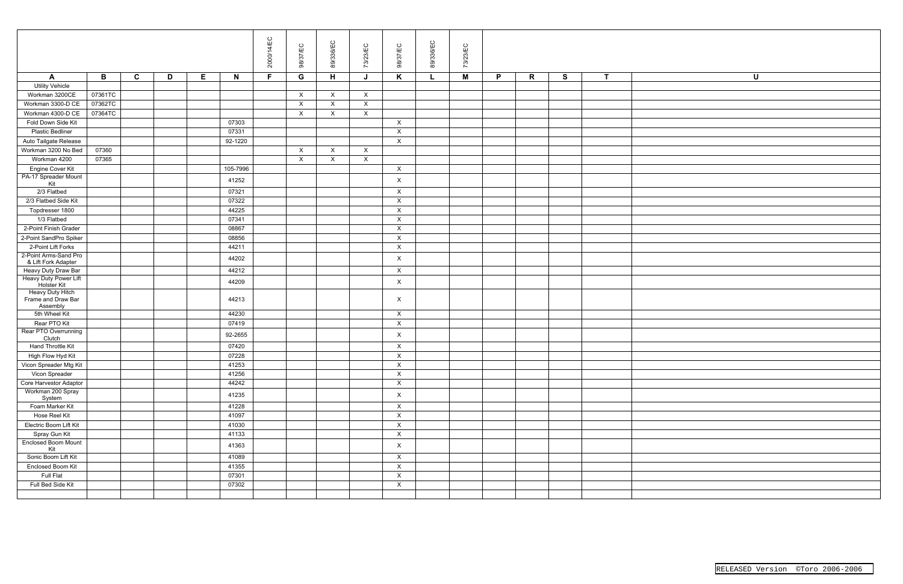| | | | | | | 2000/14/EC | 98/37/EC | 89/336/EC | 73/23/EC | 98/37/EC | 89/336/EC | 73/23/EC | | | | | |
|---|---|---|---|---|---|---|---|---|---|---|---|---|---|---|---|---|---|
| **A** | **B** | **C** | **D** | **E** | **N** | **F** | **G** | **H** | **J** | **K** | **L** | **M** | **P** | **R** | **S** | **T** | **U** |
| Utility Vehicle | | | | | | | | | | | | | | | | | |
| Workman 3200CE | 07361TC | | | | | | X | X | X | | | | | | | | |
| Workman 3300-D CE | 07362TC | | | | | | X | X | X | | | | | | | | |
| Workman 4300-D CE | 07364TC | | | | | | X | X | X | | | | | | | | |
| Fold Down Side Kit | | | | | 07303 | | | | | X | | | | | | | |
| Plastic Bedliner | | | | | 07331 | | | | | X | | | | | | | |
| Auto Tailgate Release | | | | | 92-1220 | | | | | X | | | | | | | |
| Workman 3200 No Bed | 07360 | | | | | | X | X | X | | | | | | | | |
| Workman 4200 | 07365 | | | | | | X | X | X | | | | | | | | |
| Engine Cover Kit | | | | | 105-7996 | | | | | X | | | | | | | |
| PA-17 Spreader Mount Kit | | | | | 41252 | | | | | X | | | | | | | |
| 2/3 Flatbed | | | | | 07321 | | | | | X | | | | | | | |
| 2/3 Flatbed Side Kit | | | | | 07322 | | | | | X | | | | | | | |
| Topdresser 1800 | | | | | 44225 | | | | | X | | | | | | | |
| 1/3 Flatbed | | | | | 07341 | | | | | X | | | | | | | |
| 2-Point Finish Grader | | | | | 08867 | | | | | X | | | | | | | |
| 2-Point SandPro Spiker | | | | | 08856 | | | | | X | | | | | | | |
| 2-Point Lift Forks | | | | | 44211 | | | | | X | | | | | | | |
| 2-Point Arms-Sand Pro & Lift Fork Adapter | | | | | 44202 | | | | | X | | | | | | | |
| Heavy Duty Draw Bar | | | | | 44212 | | | | | X | | | | | | | |
| Heavy Duty Power Lift Holster Kit | | | | | 44209 | | | | | X | | | | | | | |
| Heavy Duty Hitch Frame and Draw Bar Assembly | | | | | 44213 | | | | | X | | | | | | | |
| 5th Wheel Kit | | | | | 44230 | | | | | X | | | | | | | |
| Rear PTO Kit | | | | | 07419 | | | | | X | | | | | | | |
| Rear PTO Overrunning Clutch | | | | | 92-2655 | | | | | X | | | | | | | |
| Hand Throttle Kit | | | | | 07420 | | | | | X | | | | | | | |
| High Flow Hyd Kit | | | | | 07228 | | | | | X | | | | | | | |
| Vicon Spreader Mtg Kit | | | | | 41253 | | | | | X | | | | | | | |
| Vicon Spreader | | | | | 41256 | | | | | X | | | | | | | |
| Core Harvestor Adaptor | | | | | 44242 | | | | | X | | | | | | | |
| Workman 200 Spray System | | | | | 41235 | | | | | X | | | | | | | |
| Foam Marker Kit | | | | | 41228 | | | | | X | | | | | | | |
| Hose Reel Kit | | | | | 41097 | | | | | X | | | | | | | |
| Electric Boom Lift Kit | | | | | 41030 | | | | | X | | | | | | | |
| Spray Gun Kit | | | | | 41133 | | | | | X | | | | | | | |
| Enclosed Boom Mount Kit | | | | | 41363 | | | | | X | | | | | | | |
| Sonic Boom Lift Kit | | | | | 41089 | | | | | X | | | | | | | |
| Enclosed Boom Kit | | | | | 41355 | | | | | X | | | | | | | |
| Full Flat | | | | | 07301 | | | | | X | | | | | | | |
| Full Bed Side Kit | | | | | 07302 | | | | | X | | | | | | | |
| | | | | | | | | | | | | | | | | | |

RELEASED Version ©Toro 2006-2006